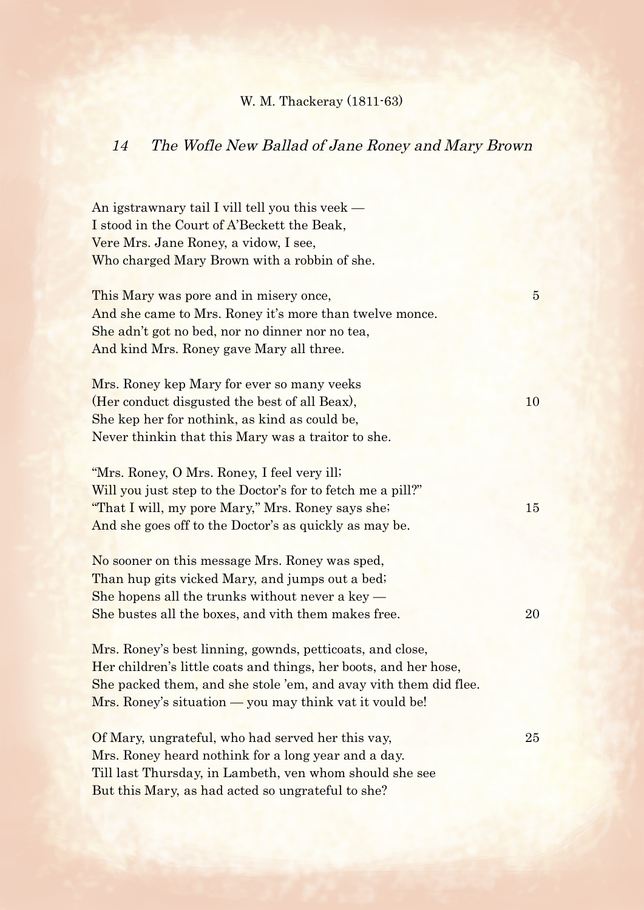W. M. Thackeray (1811-63)

## 14 *The Wofle New Ballad of Jane Roney and Mary Brown*

An igstrawnary tail I vill tell you this veek —
I stood in the Court of A'Beckett the Beak,
Vere Mrs. Jane Roney, a vidow, I see,
Who charged Mary Brown with a robbin of she.

This Mary was pore and in misery once, 5
And she came to Mrs. Roney it's more than twelve monce.
She adn't got no bed, nor no dinner nor no tea,
And kind Mrs. Roney gave Mary all three.

Mrs. Roney kep Mary for ever so many veeks
(Her conduct disgusted the best of all Beax), 10
She kep her for nothink, as kind as could be,
Never thinkin that this Mary was a traitor to she.

"Mrs. Roney, O Mrs. Roney, I feel very ill;
Will you just step to the Doctor's for to fetch me a pill?"
"That I will, my pore Mary," Mrs. Roney says she; 15
And she goes off to the Doctor's as quickly as may be.

No sooner on this message Mrs. Roney was sped,
Than hup gits vicked Mary, and jumps out a bed;
She hopens all the trunks without never a key —
She bustes all the boxes, and vith them makes free. 20

Mrs. Roney's best linning, gownds, petticoats, and close,
Her children's little coats and things, her boots, and her hose,
She packed them, and she stole 'em, and avay vith them did flee.
Mrs. Roney's situation — you may think vat it vould be!

Of Mary, ungrateful, who had served her this vay, 25
Mrs. Roney heard nothink for a long year and a day.
Till last Thursday, in Lambeth, ven whom should she see
But this Mary, as had acted so ungrateful to she?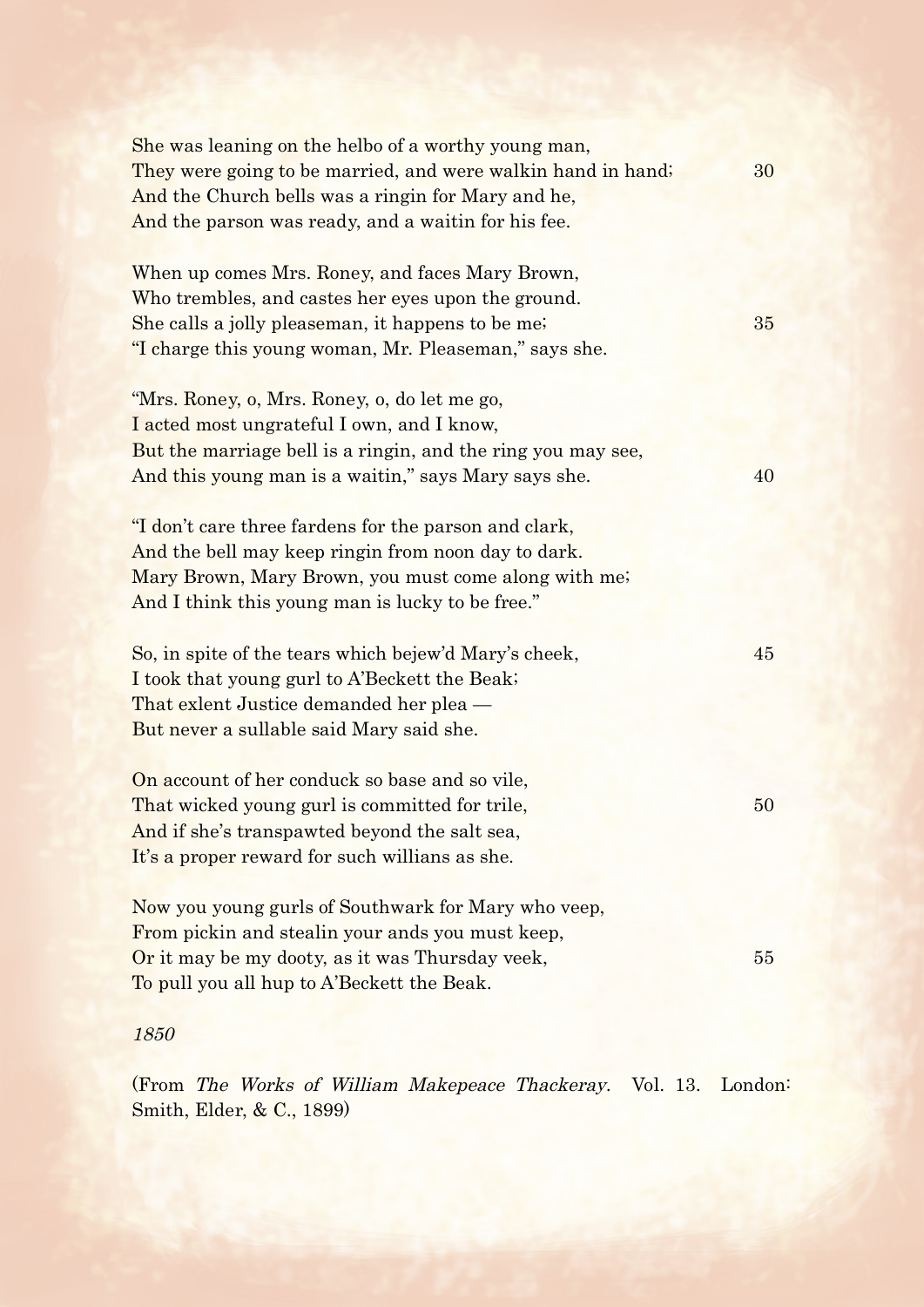She was leaning on the helbo of a worthy young man,
They were going to be married, and were walkin hand in hand; 30
And the Church bells was a ringin for Mary and he,
And the parson was ready, and a waitin for his fee.

When up comes Mrs. Roney, and faces Mary Brown,
Who trembles, and castes her eyes upon the ground.
She calls a jolly pleaseman, it happens to be me; 35
"I charge this young woman, Mr. Pleaseman," says she.

"Mrs. Roney, o, Mrs. Roney, o, do let me go,
I acted most ungrateful I own, and I know,
But the marriage bell is a ringin, and the ring you may see,
And this young man is a waitin," says Mary says she. 40

"I don't care three fardens for the parson and clark,
And the bell may keep ringin from noon day to dark.
Mary Brown, Mary Brown, you must come along with me;
And I think this young man is lucky to be free."

So, in spite of the tears which bejew'd Mary's cheek, 45
I took that young gurl to A'Beckett the Beak;
That exlent Justice demanded her plea —
But never a sullable said Mary said she.

On account of her conduck so base and so vile,
That wicked young gurl is committed for trile, 50
And if she's transpawted beyond the salt sea,
It's a proper reward for such willians as she.

Now you young gurls of Southwark for Mary who veep,
From pickin and stealin your ands you must keep,
Or it may be my dooty, as it was Thursday veek, 55
To pull you all hup to A'Beckett the Beak.

*1850*

(From *The Works of William Makepeace Thackeray*. Vol. 13. London: Smith, Elder, & C., 1899)